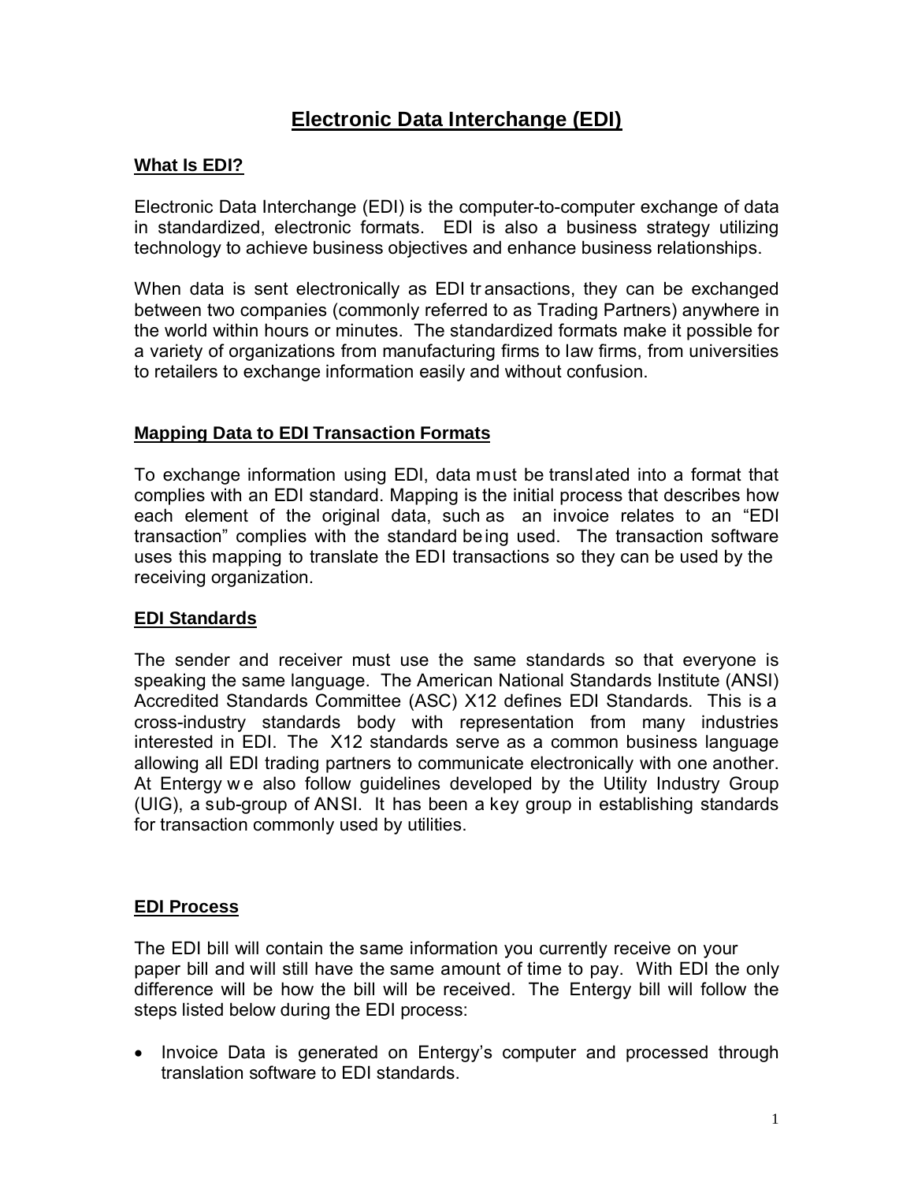# Electronic Data Interchange (EDI)

## What Is EDI?

Electronic Data Interchange (EDI) is the computer-to-computer exchange of data in standardized, electronic formats. EDI is also a business strategy utilizing technology to achieve business objectives and enhance business relationships.

When data is sent electronically as EDI transactions, they can be exchanged between two companies (commonly referred to as Trading Partners) anywhere in the world within hours or minutes. The standardized formats make it possible for a variety of organizations from manufacturing firms to law firms, from universities to retailers to exchange information easily and without confusion.

## Mapping Data to EDI Transaction Formats

To exchange information using EDI, data must be translated into a format that complies with an EDI standard. Mapping is the initial process that describes how each element of the original data, such as an invoice relates to an "EDI transaction" complies with the standard being used. The transaction software uses this mapping to translate the EDI transactions so they can be used by the receiving organization.

## EDI Standards

The sender and receiver must use the same standards so that everyone is speaking the same language. The American National Standards Institute (ANSI) Accredited Standards Committee (ASC) X12 defines EDI Standards. This is a cross-industry standards body with representation from many industries interested in EDI. The X12 standards serve as a common business language allowing all EDI trading partners to communicate electronically with one another. At Entergy we also follow guidelines developed by the Utility Industry Group (UIG), a sub-group of ANSI. It has been a key group in establishing standards for transaction commonly used by utilities.

## EDI Process

The EDI bill will contain the same information you currently receive on your paper bill and will still have the same amount of time to pay. With EDI the only difference will be how the bill will be received. The Entergy bill will follow the steps listed below during the EDI process:

- Invoice Data is generated on Entergy's computer and processed through translation software to EDI standards.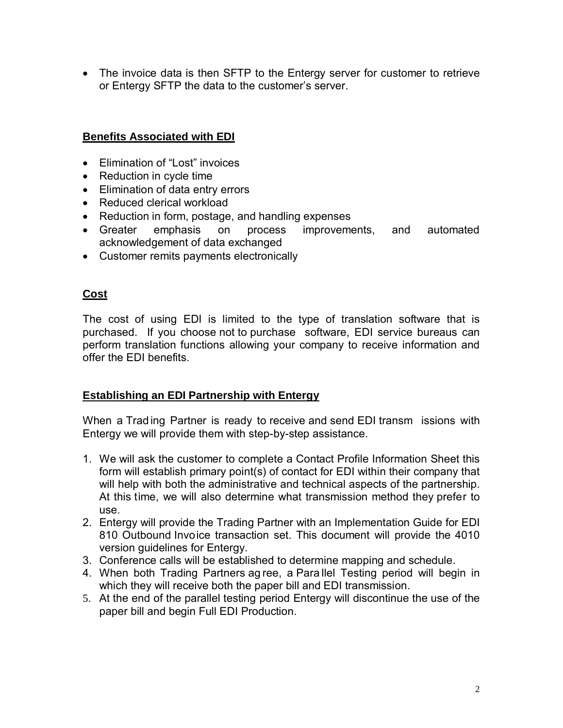- The invoice data is then SFTP to the Entergy server for customer to retrieve or Entergy SFTP the data to the customer's server.

## Benefits Associated with EDI

- Elimination of "Lost" invoices
- Reduction in cycle time
- Elimination of data entry errors
- Reduced clerical workload
- Reduction in form, postage, and handling expenses
- Greater emphasis on process improvements, and automated acknowledgement of data exchanged
- Customer remits payments electronically

## Cost

The cost of using EDI is limited to the type of translation software that is purchased. If you choose not to purchase software, EDI service bureaus can perform translation functions allowing your company to receive information and offer the EDI benefits.

## Establishing an EDI Partnership with Entergy

When a Trading Partner is ready to receive and send EDI transmissions with Entergy we will provide them with step-by-step assistance.

1. We will ask the customer to complete a Contact Profile Information Sheet this form will establish primary point(s) of contact for EDI within their company that will help with both the administrative and technical aspects of the partnership. At this time, we will also determine what transmission method they prefer to use.
2. Entergy will provide the Trading Partner with an Implementation Guide for EDI 810 Outbound Invoice transaction set. This document will provide the 4010 version guidelines for Entergy.
3. Conference calls will be established to determine mapping and schedule.
4. When both Trading Partners agree, a Parallel Testing period will begin in which they will receive both the paper bill and EDI transmission.
5. At the end of the parallel testing period Entergy will discontinue the use of the paper bill and begin Full EDI Production.